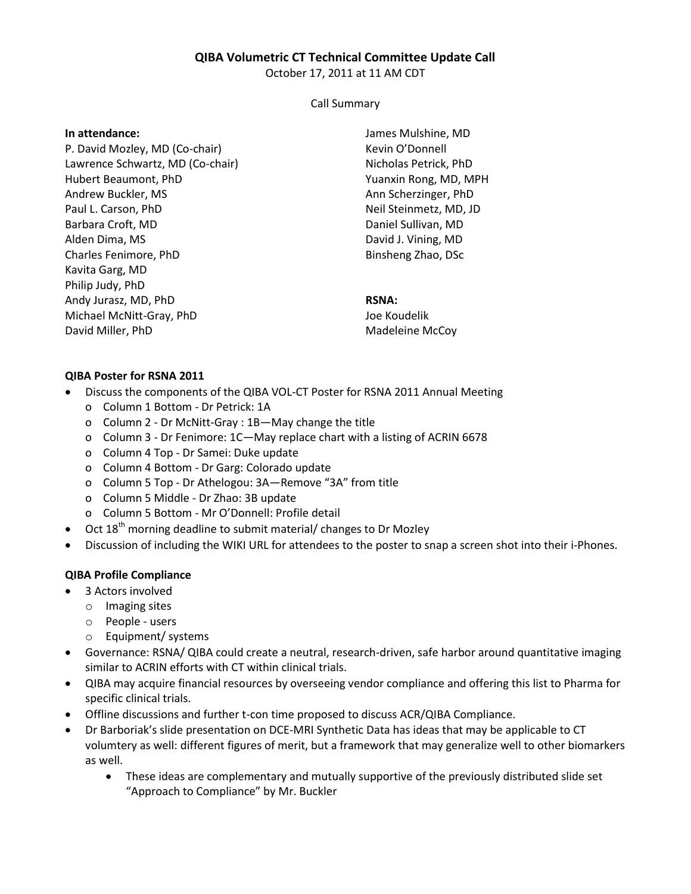# QIBA Volumetric CT Technical Committee Update Call

October 17, 2011 at 11 AM CDT

Call Summary

**In attendance:**

P. David Mozley, MD (Co-chair)
Lawrence Schwartz, MD (Co-chair)
Hubert Beaumont, PhD
Andrew Buckler, MS
Paul L. Carson, PhD
Barbara Croft, MD
Alden Dima, MS
Charles Fenimore, PhD
Kavita Garg, MD
Philip Judy, PhD
Andy Jurasz, MD, PhD
Michael McNitt-Gray, PhD
David Miller, PhD
James Mulshine, MD
Kevin O'Donnell
Nicholas Petrick, PhD
Yuanxin Rong, MD, MPH
Ann Scherzinger, PhD
Neil Steinmetz, MD, JD
Daniel Sullivan, MD
David J. Vining, MD
Binsheng Zhao, DSc

**RSNA:**

Joe Koudelik
Madeleine McCoy

## QIBA Poster for RSNA 2011

- Discuss the components of the QIBA VOL-CT Poster for RSNA 2011 Annual Meeting
  - Column 1 Bottom - Dr Petrick: 1A
  - Column 2 - Dr McNitt-Gray : 1B—May change the title
  - Column 3 - Dr Fenimore: 1C—May replace chart with a listing of ACRIN 6678
  - Column 4 Top - Dr Samei: Duke update
  - Column 4 Bottom - Dr Garg: Colorado update
  - Column 5 Top - Dr Athelogou: 3A—Remove "3A" from title
  - Column 5 Middle - Dr Zhao: 3B update
  - Column 5 Bottom - Mr O'Donnell: Profile detail
- Oct 18th morning deadline to submit material/ changes to Dr Mozley
- Discussion of including the WIKI URL for attendees to the poster to snap a screen shot into their i-Phones.

## QIBA Profile Compliance

- 3 Actors involved
  - Imaging sites
  - People - users
  - Equipment/ systems
- Governance: RSNA/ QIBA could create a neutral, research-driven, safe harbor around quantitative imaging similar to ACRIN efforts with CT within clinical trials.
- QIBA may acquire financial resources by overseeing vendor compliance and offering this list to Pharma for specific clinical trials.
- Offline discussions and further t-con time proposed to discuss ACR/QIBA Compliance.
- Dr Barboriak's slide presentation on DCE-MRI Synthetic Data has ideas that may be applicable to CT volumtery as well: different figures of merit, but a framework that may generalize well to other biomarkers as well.
  - These ideas are complementary and mutually supportive of the previously distributed slide set "Approach to Compliance" by Mr. Buckler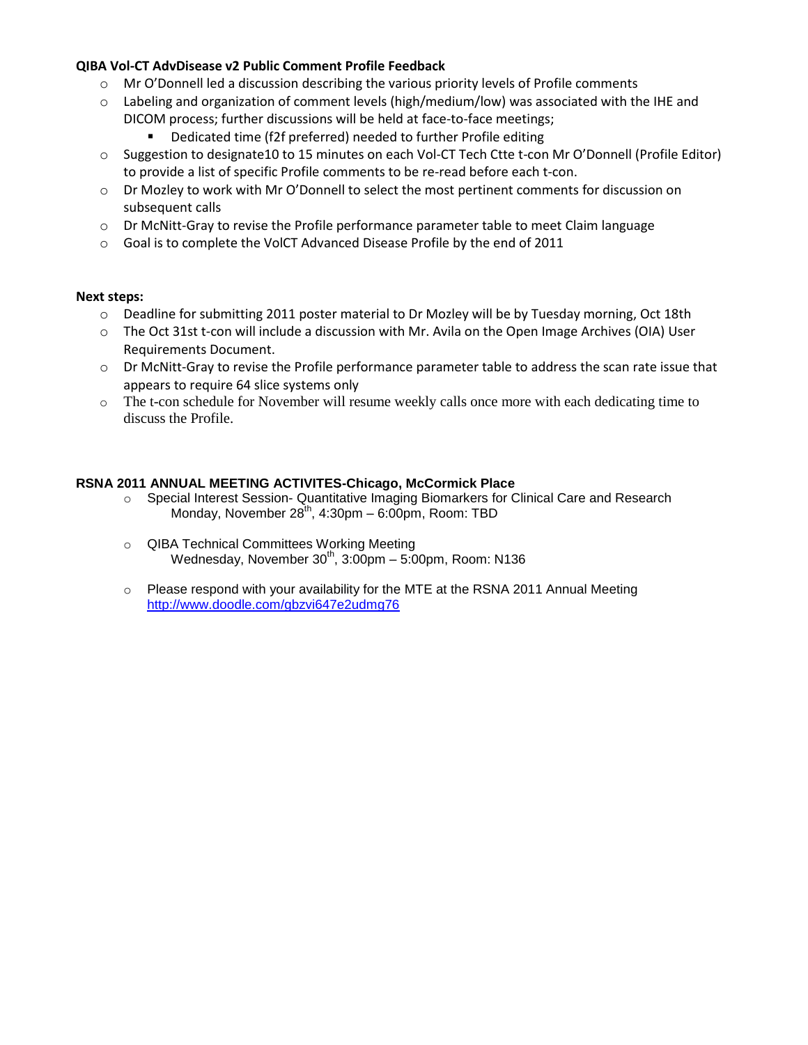**QIBA Vol-CT AdvDisease v2 Public Comment Profile Feedback**

- Mr O'Donnell led a discussion describing the various priority levels of Profile comments
- Labeling and organization of comment levels (high/medium/low) was associated with the IHE and DICOM process; further discussions will be held at face-to-face meetings;
    - Dedicated time (f2f preferred) needed to further Profile editing
- Suggestion to designate10 to 15 minutes on each Vol-CT Tech Ctte t-con Mr O'Donnell (Profile Editor) to provide a list of specific Profile comments to be re-read before each t-con.
- Dr Mozley to work with Mr O'Donnell to select the most pertinent comments for discussion on subsequent calls
- Dr McNitt-Gray to revise the Profile performance parameter table to meet Claim language
- Goal is to complete the VolCT Advanced Disease Profile by the end of 2011

**Next steps:**

- Deadline for submitting 2011 poster material to Dr Mozley will be by Tuesday morning, Oct 18th
- The Oct 31st t-con will include a discussion with Mr. Avila on the Open Image Archives (OIA) User Requirements Document.
- Dr McNitt-Gray to revise the Profile performance parameter table to address the scan rate issue that appears to require 64 slice systems only
- The t-con schedule for November will resume weekly calls once more with each dedicating time to discuss the Profile.

**RSNA 2011 ANNUAL MEETING ACTIVITES-Chicago, McCormick Place**

- Special Interest Session- Quantitative Imaging Biomarkers for Clinical Care and Research
  Monday, November 28th, 4:30pm – 6:00pm, Room: TBD
- QIBA Technical Committees Working Meeting
  Wednesday, November 30th, 3:00pm – 5:00pm, Room: N136
- Please respond with your availability for the MTE at the RSNA 2011 Annual Meeting
  http://www.doodle.com/gbzvi647e2udmg76